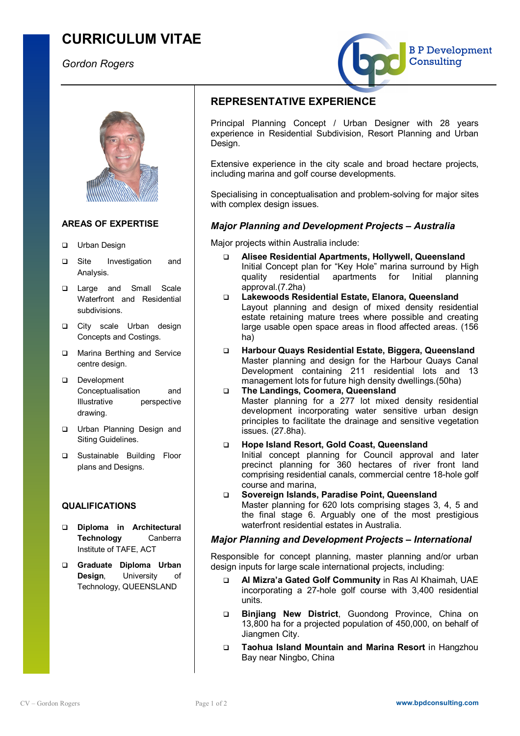# CURRICULUM VITAE

*Gordon Rogers*

B P Development Consulting

## AREAS OF EXPERTISE

- Urban Design
- Site Investigation and Analysis.
- Large and Small Scale Waterfront and Residential subdivisions.
- City scale Urban design Concepts and Costings.
- Marina Berthing and Service centre design.
- Development Conceptualisation and Illustrative perspective drawing.
- Urban Planning Design and Siting Guidelines.
- Sustainable Building Floor plans and Designs.

## QUALIFICATIONS

- **Diploma in Architectural Technology** Canberra Institute of TAFE, ACT
- **Graduate Diploma Urban Design**, University of Technology, QUEENSLAND

## REPRESENTATIVE EXPERIENCE

Principal Planning Concept / Urban Designer with 28 years experience in Residential Subdivision, Resort Planning and Urban Design.

Extensive experience in the city scale and broad hectare projects, including marina and golf course developments.

Specialising in conceptualisation and problem-solving for major sites with complex design issues.

### *Major Planning and Development Projects – Australia*

Major projects within Australia include:

- **Alisee Residential Apartments, Hollywell, Queensland**
  Initial Concept plan for "Key Hole" marina surround by High quality residential apartments for Initial planning approval.(7.2ha)
- **Lakewoods Residential Estate, Elanora, Queensland**
  Layout planning and design of mixed density residential estate retaining mature trees where possible and creating large usable open space areas in flood affected areas. (156 ha)
- **Harbour Quays Residential Estate, Biggera, Queensland**
  Master planning and design for the Harbour Quays Canal Development containing 211 residential lots and 13 management lots for future high density dwellings.(50ha)
- **The Landings, Coomera, Queensland**
  Master planning for a 277 lot mixed density residential development incorporating water sensitive urban design principles to facilitate the drainage and sensitive vegetation issues. (27.8ha).
- **Hope Island Resort, Gold Coast, Queensland**
  Initial concept planning for Council approval and later precinct planning for 360 hectares of river front land comprising residential canals, commercial centre 18-hole golf course and marina,
- **Sovereign Islands, Paradise Point, Queensland**
  Master planning for 620 lots comprising stages 3, 4, 5 and the final stage 6. Arguably one of the most prestigious waterfront residential estates in Australia.

### *Major Planning and Development Projects – International*

Responsible for concept planning, master planning and/or urban design inputs for large scale international projects, including:

- **Al Mizra'a Gated Golf Community** in Ras Al Khaimah, UAE incorporating a 27-hole golf course with 3,400 residential units.
- **Binjiang New District**, Guondong Province, China on 13,800 ha for a projected population of 450,000, on behalf of Jiangmen City.
- **Taohua Island Mountain and Marina Resort** in Hangzhou Bay near Ningbo, China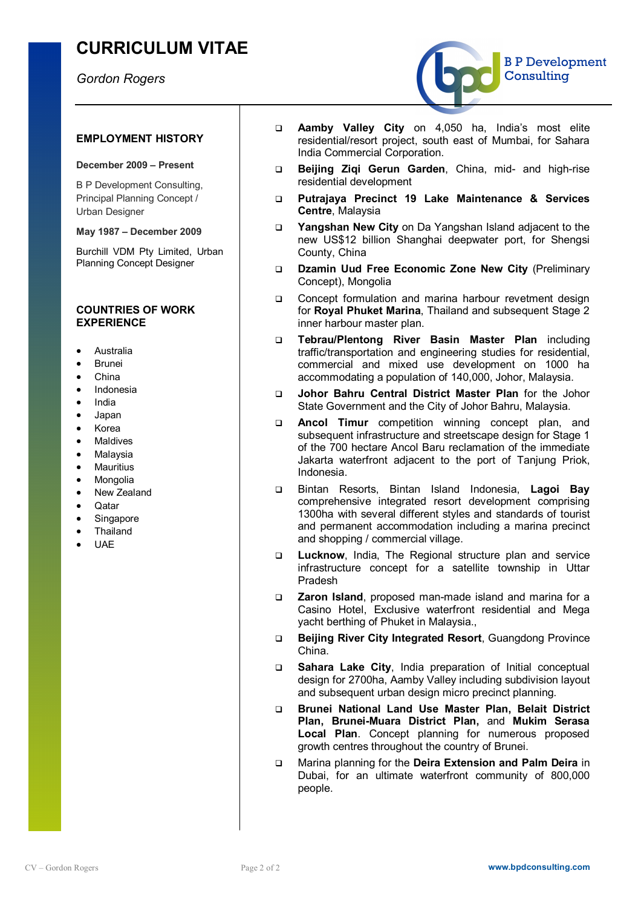# CURRICULUM VITAE

*Gordon Rogers*

B P Development Consulting

## EMPLOYMENT HISTORY

**December 2009 – Present**

B P Development Consulting, Principal Planning Concept / Urban Designer

**May 1987 – December 2009**

Burchill VDM Pty Limited, Urban Planning Concept Designer

## COUNTRIES OF WORK EXPERIENCE

- Australia
- Brunei
- China
- Indonesia
- India
- Japan
- Korea
- Maldives
- Malaysia
- Mauritius
- Mongolia
- New Zealand
- Qatar
- Singapore
- Thailand
- UAE

---

- **Aamby Valley City** on 4,050 ha, India's most elite residential/resort project, south east of Mumbai, for Sahara India Commercial Corporation.
- **Beijing Ziqi Gerun Garden**, China, mid- and high-rise residential development
- **Putrajaya Precinct 19 Lake Maintenance & Services Centre**, Malaysia
- **Yangshan New City** on Da Yangshan Island adjacent to the new US$12 billion Shanghai deepwater port, for Shengsi County, China
- **Dzamin Uud Free Economic Zone New City** (Preliminary Concept), Mongolia
- Concept formulation and marina harbour revetment design for **Royal Phuket Marina**, Thailand and subsequent Stage 2 inner harbour master plan.
- **Tebrau/Plentong River Basin Master Plan** including traffic/transportation and engineering studies for residential, commercial and mixed use development on 1000 ha accommodating a population of 140,000, Johor, Malaysia.
- **Johor Bahru Central District Master Plan** for the Johor State Government and the City of Johor Bahru, Malaysia.
- **Ancol Timur** competition winning concept plan, and subsequent infrastructure and streetscape design for Stage 1 of the 700 hectare Ancol Baru reclamation of the immediate Jakarta waterfront adjacent to the port of Tanjung Priok, Indonesia.
- Bintan Resorts, Bintan Island Indonesia, **Lagoi Bay** comprehensive integrated resort development comprising 1300ha with several different styles and standards of tourist and permanent accommodation including a marina precinct and shopping / commercial village.
- **Lucknow**, India, The Regional structure plan and service infrastructure concept for a satellite township in Uttar Pradesh
- **Zaron Island**, proposed man-made island and marina for a Casino Hotel, Exclusive waterfront residential and Mega yacht berthing of Phuket in Malaysia.,
- **Beijing River City Integrated Resort**, Guangdong Province China.
- **Sahara Lake City**, India preparation of Initial conceptual design for 2700ha, Aamby Valley including subdivision layout and subsequent urban design micro precinct planning.
- **Brunei National Land Use Master Plan, Belait District Plan, Brunei-Muara District Plan,** and **Mukim Serasa Local Plan**. Concept planning for numerous proposed growth centres throughout the country of Brunei.
- Marina planning for the **Deira Extension and Palm Deira** in Dubai, for an ultimate waterfront community of 800,000 people.